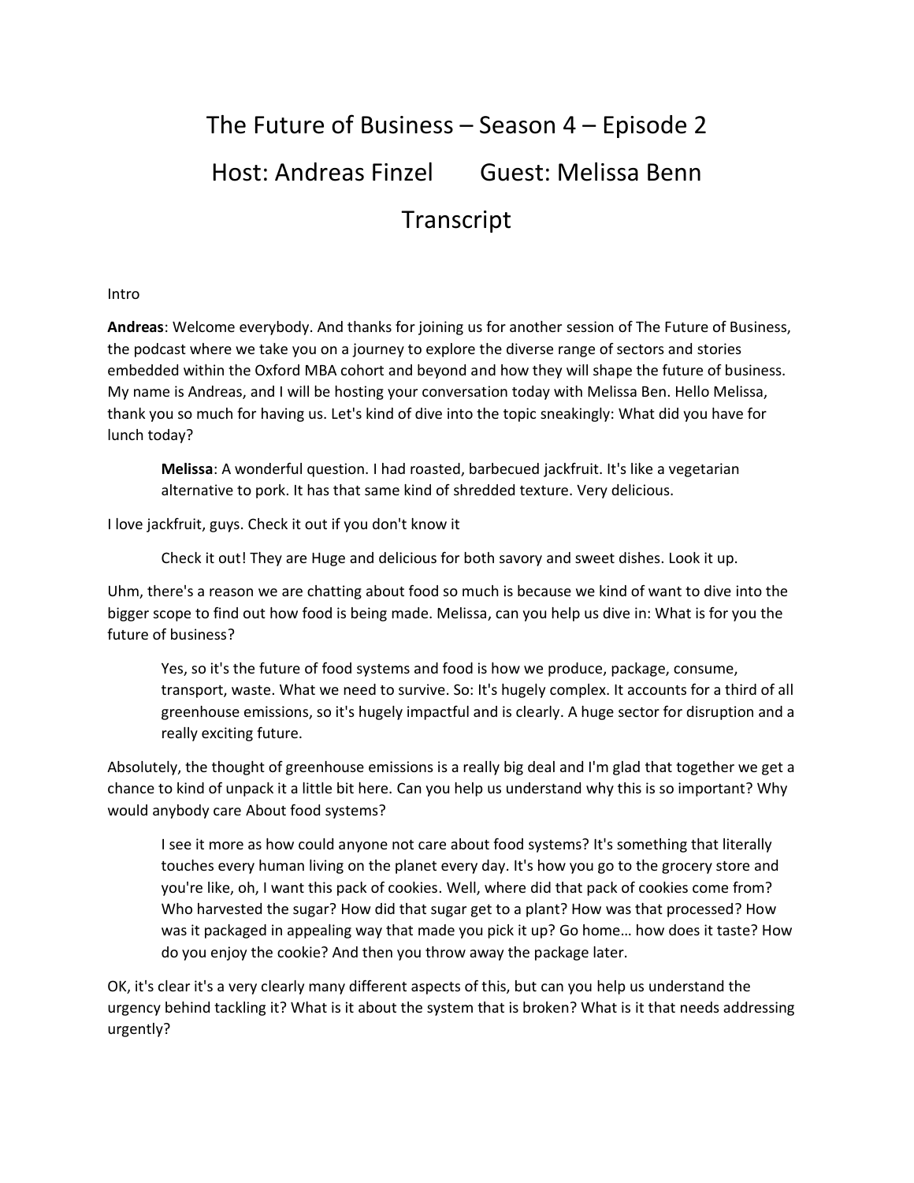# The Future of Business – Season 4 – Episode 2

## Host: Andreas Finzel Guest: Melissa Benn

## Transcript

Intro

**Andreas**: Welcome everybody. And thanks for joining us for another session of The Future of Business, the podcast where we take you on a journey to explore the diverse range of sectors and stories embedded within the Oxford MBA cohort and beyond and how they will shape the future of business. My name is Andreas, and I will be hosting your conversation today with Melissa Ben. Hello Melissa, thank you so much for having us. Let's kind of dive into the topic sneakingly: What did you have for lunch today?

> **Melissa**: A wonderful question. I had roasted, barbecued jackfruit. It's like a vegetarian alternative to pork. It has that same kind of shredded texture. Very delicious.

I love jackfruit, guys. Check it out if you don't know it

> Check it out! They are Huge and delicious for both savory and sweet dishes. Look it up.

Uhm, there's a reason we are chatting about food so much is because we kind of want to dive into the bigger scope to find out how food is being made. Melissa, can you help us dive in: What is for you the future of business?

> Yes, so it's the future of food systems and food is how we produce, package, consume, transport, waste. What we need to survive. So: It's hugely complex. It accounts for a third of all greenhouse emissions, so it's hugely impactful and is clearly. A huge sector for disruption and a really exciting future.

Absolutely, the thought of greenhouse emissions is a really big deal and I'm glad that together we get a chance to kind of unpack it a little bit here. Can you help us understand why this is so important? Why would anybody care About food systems?

> I see it more as how could anyone not care about food systems? It's something that literally touches every human living on the planet every day. It's how you go to the grocery store and you're like, oh, I want this pack of cookies. Well, where did that pack of cookies come from? Who harvested the sugar? How did that sugar get to a plant? How was that processed? How was it packaged in appealing way that made you pick it up? Go home… how does it taste? How do you enjoy the cookie? And then you throw away the package later.

OK, it's clear it's a very clearly many different aspects of this, but can you help us understand the urgency behind tackling it? What is it about the system that is broken? What is it that needs addressing urgently?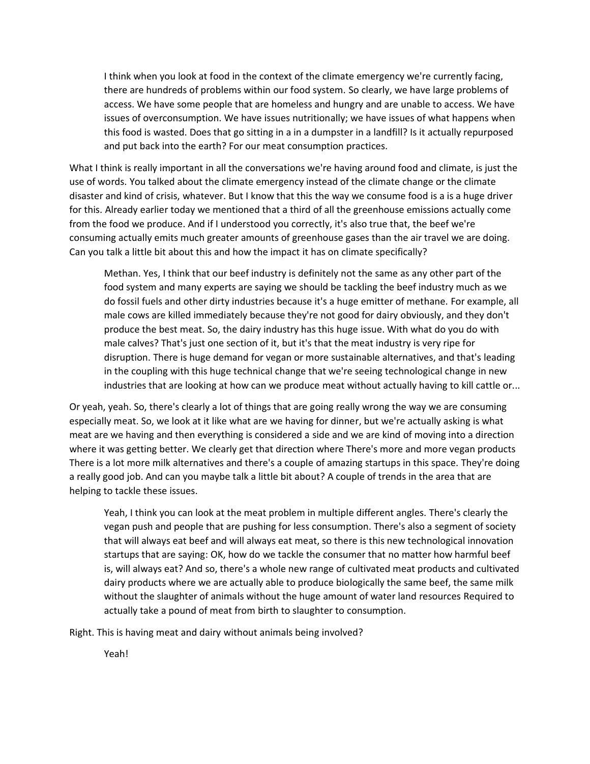> I think when you look at food in the context of the climate emergency we're currently facing, there are hundreds of problems within our food system. So clearly, we have large problems of access. We have some people that are homeless and hungry and are unable to access. We have issues of overconsumption. We have issues nutritionally; we have issues of what happens when this food is wasted. Does that go sitting in a in a dumpster in a landfill? Is it actually repurposed and put back into the earth? For our meat consumption practices.

What I think is really important in all the conversations we're having around food and climate, is just the use of words. You talked about the climate emergency instead of the climate change or the climate disaster and kind of crisis, whatever. But I know that this the way we consume food is a is a huge driver for this. Already earlier today we mentioned that a third of all the greenhouse emissions actually come from the food we produce. And if I understood you correctly, it's also true that, the beef we're consuming actually emits much greater amounts of greenhouse gases than the air travel we are doing. Can you talk a little bit about this and how the impact it has on climate specifically?

> Methan. Yes, I think that our beef industry is definitely not the same as any other part of the food system and many experts are saying we should be tackling the beef industry much as we do fossil fuels and other dirty industries because it's a huge emitter of methane. For example, all male cows are killed immediately because they're not good for dairy obviously, and they don't produce the best meat. So, the dairy industry has this huge issue. With what do you do with male calves? That's just one section of it, but it's that the meat industry is very ripe for disruption. There is huge demand for vegan or more sustainable alternatives, and that's leading in the coupling with this huge technical change that we're seeing technological change in new industries that are looking at how can we produce meat without actually having to kill cattle or...

Or yeah, yeah. So, there's clearly a lot of things that are going really wrong the way we are consuming especially meat. So, we look at it like what are we having for dinner, but we're actually asking is what meat are we having and then everything is considered a side and we are kind of moving into a direction where it was getting better. We clearly get that direction where There's more and more vegan products There is a lot more milk alternatives and there's a couple of amazing startups in this space. They're doing a really good job. And can you maybe talk a little bit about? A couple of trends in the area that are helping to tackle these issues.

> Yeah, I think you can look at the meat problem in multiple different angles. There's clearly the vegan push and people that are pushing for less consumption. There's also a segment of society that will always eat beef and will always eat meat, so there is this new technological innovation startups that are saying: OK, how do we tackle the consumer that no matter how harmful beef is, will always eat? And so, there's a whole new range of cultivated meat products and cultivated dairy products where we are actually able to produce biologically the same beef, the same milk without the slaughter of animals without the huge amount of water land resources Required to actually take a pound of meat from birth to slaughter to consumption.

Right. This is having meat and dairy without animals being involved?

> Yeah!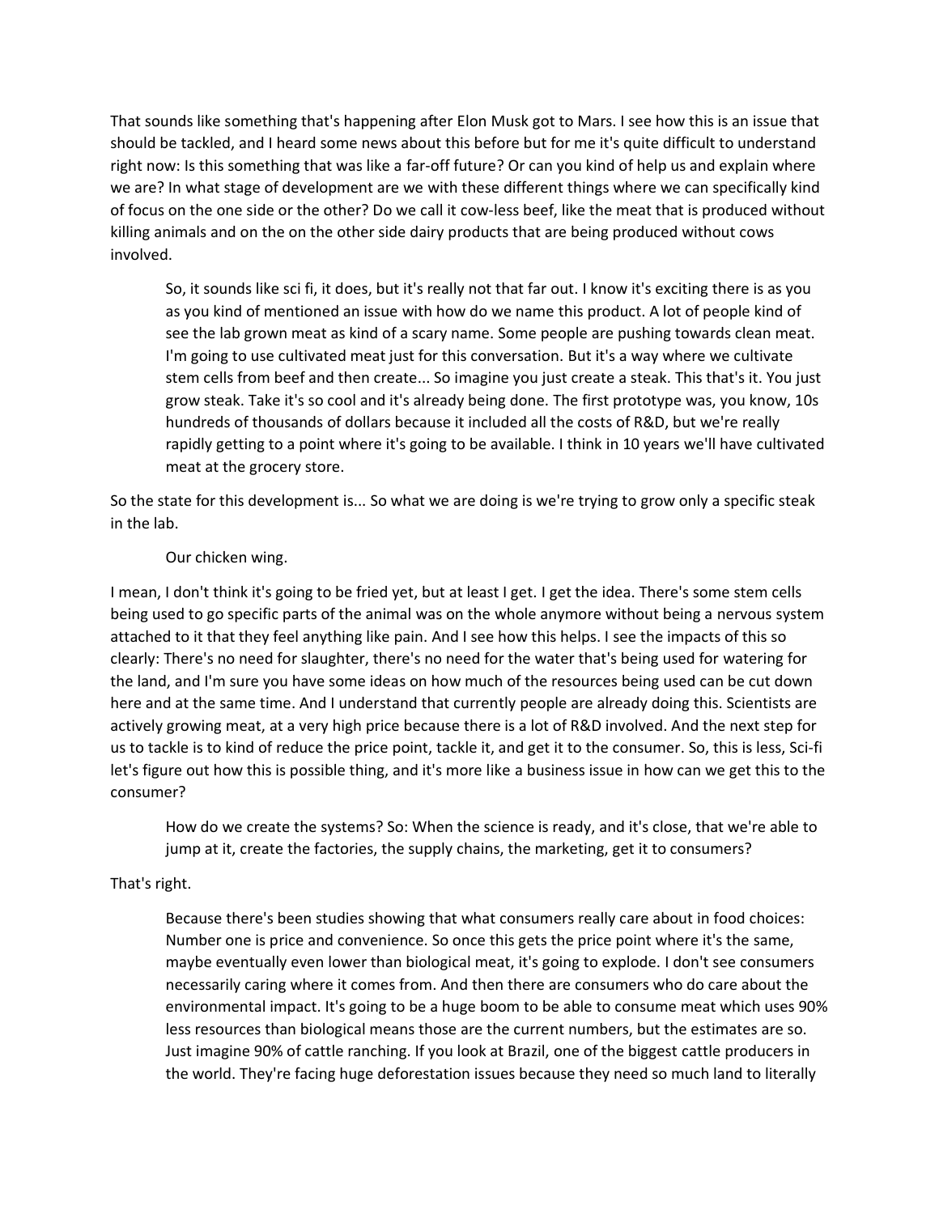That sounds like something that's happening after Elon Musk got to Mars. I see how this is an issue that should be tackled, and I heard some news about this before but for me it's quite difficult to understand right now: Is this something that was like a far-off future? Or can you kind of help us and explain where we are? In what stage of development are we with these different things where we can specifically kind of focus on the one side or the other? Do we call it cow-less beef, like the meat that is produced without killing animals and on the on the other side dairy products that are being produced without cows involved.

> So, it sounds like sci fi, it does, but it's really not that far out. I know it's exciting there is as you as you kind of mentioned an issue with how do we name this product. A lot of people kind of see the lab grown meat as kind of a scary name. Some people are pushing towards clean meat. I'm going to use cultivated meat just for this conversation. But it's a way where we cultivate stem cells from beef and then create... So imagine you just create a steak. This that's it. You just grow steak. Take it's so cool and it's already being done. The first prototype was, you know, 10s hundreds of thousands of dollars because it included all the costs of R&D, but we're really rapidly getting to a point where it's going to be available. I think in 10 years we'll have cultivated meat at the grocery store.

So the state for this development is... So what we are doing is we're trying to grow only a specific steak in the lab.

> Our chicken wing.

I mean, I don't think it's going to be fried yet, but at least I get. I get the idea. There's some stem cells being used to go specific parts of the animal was on the whole anymore without being a nervous system attached to it that they feel anything like pain. And I see how this helps. I see the impacts of this so clearly: There's no need for slaughter, there's no need for the water that's being used for watering for the land, and I'm sure you have some ideas on how much of the resources being used can be cut down here and at the same time. And I understand that currently people are already doing this. Scientists are actively growing meat, at a very high price because there is a lot of R&D involved. And the next step for us to tackle is to kind of reduce the price point, tackle it, and get it to the consumer. So, this is less, Sci-fi let's figure out how this is possible thing, and it's more like a business issue in how can we get this to the consumer?

> How do we create the systems? So: When the science is ready, and it's close, that we're able to jump at it, create the factories, the supply chains, the marketing, get it to consumers?

That's right.

> Because there's been studies showing that what consumers really care about in food choices: Number one is price and convenience. So once this gets the price point where it's the same, maybe eventually even lower than biological meat, it's going to explode. I don't see consumers necessarily caring where it comes from. And then there are consumers who do care about the environmental impact. It's going to be a huge boom to be able to consume meat which uses 90% less resources than biological means those are the current numbers, but the estimates are so. Just imagine 90% of cattle ranching. If you look at Brazil, one of the biggest cattle producers in the world. They're facing huge deforestation issues because they need so much land to literally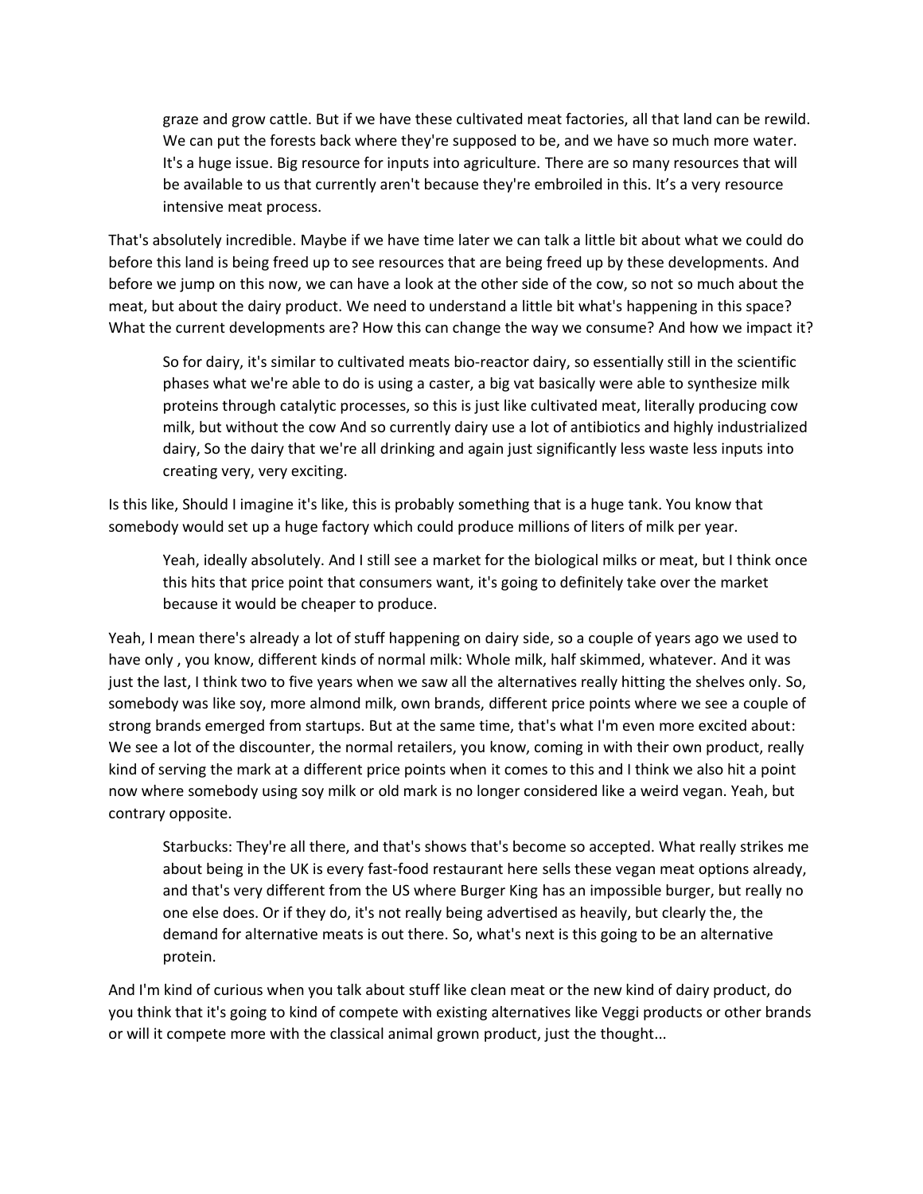graze and grow cattle. But if we have these cultivated meat factories, all that land can be rewild. We can put the forests back where they're supposed to be, and we have so much more water. It's a huge issue. Big resource for inputs into agriculture. There are so many resources that will be available to us that currently aren't because they're embroiled in this. It's a very resource intensive meat process.

That's absolutely incredible. Maybe if we have time later we can talk a little bit about what we could do before this land is being freed up to see resources that are being freed up by these developments. And before we jump on this now, we can have a look at the other side of the cow, so not so much about the meat, but about the dairy product. We need to understand a little bit what's happening in this space? What the current developments are? How this can change the way we consume? And how we impact it?

> So for dairy, it's similar to cultivated meats bio-reactor dairy, so essentially still in the scientific phases what we're able to do is using a caster, a big vat basically were able to synthesize milk proteins through catalytic processes, so this is just like cultivated meat, literally producing cow milk, but without the cow And so currently dairy use a lot of antibiotics and highly industrialized dairy, So the dairy that we're all drinking and again just significantly less waste less inputs into creating very, very exciting.

Is this like, Should I imagine it's like, this is probably something that is a huge tank. You know that somebody would set up a huge factory which could produce millions of liters of milk per year.

> Yeah, ideally absolutely. And I still see a market for the biological milks or meat, but I think once this hits that price point that consumers want, it's going to definitely take over the market because it would be cheaper to produce.

Yeah, I mean there's already a lot of stuff happening on dairy side, so a couple of years ago we used to have only , you know, different kinds of normal milk: Whole milk, half skimmed, whatever. And it was just the last, I think two to five years when we saw all the alternatives really hitting the shelves only. So, somebody was like soy, more almond milk, own brands, different price points where we see a couple of strong brands emerged from startups. But at the same time, that's what I'm even more excited about: We see a lot of the discounter, the normal retailers, you know, coming in with their own product, really kind of serving the mark at a different price points when it comes to this and I think we also hit a point now where somebody using soy milk or old mark is no longer considered like a weird vegan. Yeah, but contrary opposite.

> Starbucks: They're all there, and that's shows that's become so accepted. What really strikes me about being in the UK is every fast-food restaurant here sells these vegan meat options already, and that's very different from the US where Burger King has an impossible burger, but really no one else does. Or if they do, it's not really being advertised as heavily, but clearly the, the demand for alternative meats is out there. So, what's next is this going to be an alternative protein.

And I'm kind of curious when you talk about stuff like clean meat or the new kind of dairy product, do you think that it's going to kind of compete with existing alternatives like Veggi products or other brands or will it compete more with the classical animal grown product, just the thought...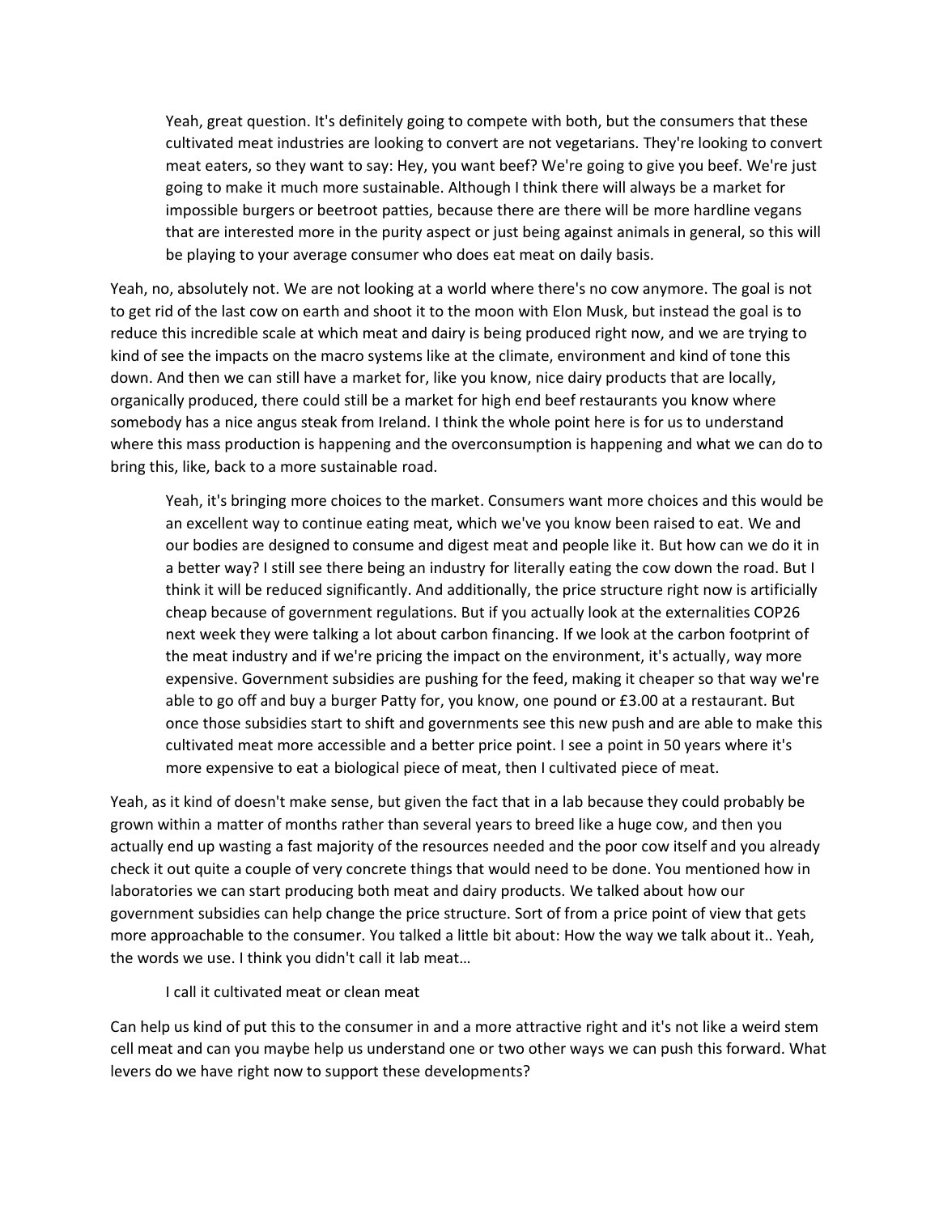> Yeah, great question. It's definitely going to compete with both, but the consumers that these cultivated meat industries are looking to convert are not vegetarians. They're looking to convert meat eaters, so they want to say: Hey, you want beef? We're going to give you beef. We're just going to make it much more sustainable. Although I think there will always be a market for impossible burgers or beetroot patties, because there are there will be more hardline vegans that are interested more in the purity aspect or just being against animals in general, so this will be playing to your average consumer who does eat meat on daily basis.

Yeah, no, absolutely not. We are not looking at a world where there's no cow anymore. The goal is not to get rid of the last cow on earth and shoot it to the moon with Elon Musk, but instead the goal is to reduce this incredible scale at which meat and dairy is being produced right now, and we are trying to kind of see the impacts on the macro systems like at the climate, environment and kind of tone this down. And then we can still have a market for, like you know, nice dairy products that are locally, organically produced, there could still be a market for high end beef restaurants you know where somebody has a nice angus steak from Ireland. I think the whole point here is for us to understand where this mass production is happening and the overconsumption is happening and what we can do to bring this, like, back to a more sustainable road.

> Yeah, it's bringing more choices to the market. Consumers want more choices and this would be an excellent way to continue eating meat, which we've you know been raised to eat. We and our bodies are designed to consume and digest meat and people like it. But how can we do it in a better way? I still see there being an industry for literally eating the cow down the road. But I think it will be reduced significantly. And additionally, the price structure right now is artificially cheap because of government regulations. But if you actually look at the externalities COP26 next week they were talking a lot about carbon financing. If we look at the carbon footprint of the meat industry and if we're pricing the impact on the environment, it's actually, way more expensive. Government subsidies are pushing for the feed, making it cheaper so that way we're able to go off and buy a burger Patty for, you know, one pound or £3.00 at a restaurant. But once those subsidies start to shift and governments see this new push and are able to make this cultivated meat more accessible and a better price point. I see a point in 50 years where it's more expensive to eat a biological piece of meat, then I cultivated piece of meat.

Yeah, as it kind of doesn't make sense, but given the fact that in a lab because they could probably be grown within a matter of months rather than several years to breed like a huge cow, and then you actually end up wasting a fast majority of the resources needed and the poor cow itself and you already check it out quite a couple of very concrete things that would need to be done. You mentioned how in laboratories we can start producing both meat and dairy products. We talked about how our government subsidies can help change the price structure. Sort of from a price point of view that gets more approachable to the consumer. You talked a little bit about: How the way we talk about it.. Yeah, the words we use. I think you didn't call it lab meat…

> I call it cultivated meat or clean meat

Can help us kind of put this to the consumer in and a more attractive right and it's not like a weird stem cell meat and can you maybe help us understand one or two other ways we can push this forward. What levers do we have right now to support these developments?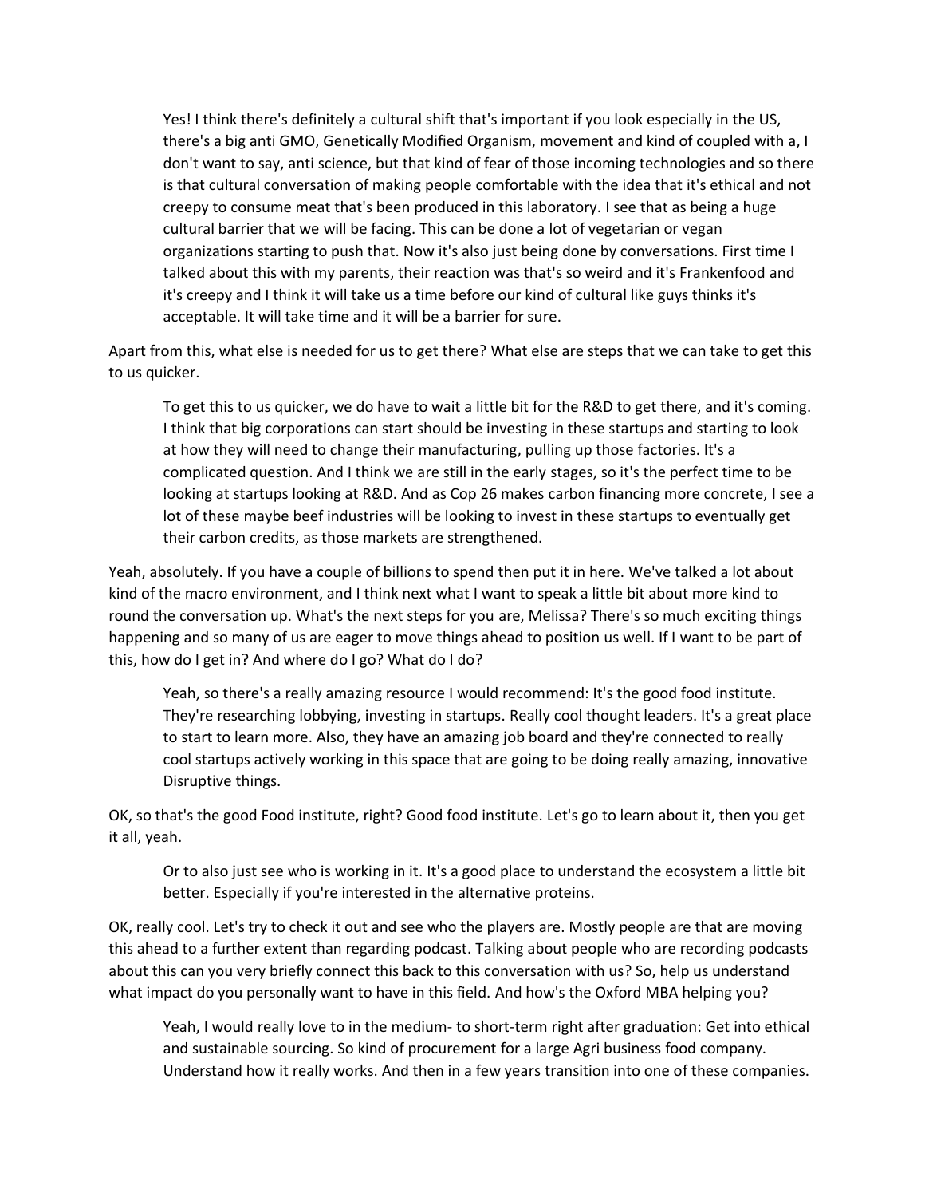> Yes! I think there's definitely a cultural shift that's important if you look especially in the US, there's a big anti GMO, Genetically Modified Organism, movement and kind of coupled with a, I don't want to say, anti science, but that kind of fear of those incoming technologies and so there is that cultural conversation of making people comfortable with the idea that it's ethical and not creepy to consume meat that's been produced in this laboratory. I see that as being a huge cultural barrier that we will be facing. This can be done a lot of vegetarian or vegan organizations starting to push that. Now it's also just being done by conversations. First time I talked about this with my parents, their reaction was that's so weird and it's Frankenfood and it's creepy and I think it will take us a time before our kind of cultural like guys thinks it's acceptable. It will take time and it will be a barrier for sure.

Apart from this, what else is needed for us to get there? What else are steps that we can take to get this to us quicker.

> To get this to us quicker, we do have to wait a little bit for the R&D to get there, and it's coming. I think that big corporations can start should be investing in these startups and starting to look at how they will need to change their manufacturing, pulling up those factories. It's a complicated question. And I think we are still in the early stages, so it's the perfect time to be looking at startups looking at R&D. And as Cop 26 makes carbon financing more concrete, I see a lot of these maybe beef industries will be looking to invest in these startups to eventually get their carbon credits, as those markets are strengthened.

Yeah, absolutely. If you have a couple of billions to spend then put it in here. We've talked a lot about kind of the macro environment, and I think next what I want to speak a little bit about more kind to round the conversation up. What's the next steps for you are, Melissa? There's so much exciting things happening and so many of us are eager to move things ahead to position us well. If I want to be part of this, how do I get in? And where do I go? What do I do?

> Yeah, so there's a really amazing resource I would recommend: It's the good food institute. They're researching lobbying, investing in startups. Really cool thought leaders. It's a great place to start to learn more. Also, they have an amazing job board and they're connected to really cool startups actively working in this space that are going to be doing really amazing, innovative Disruptive things.

OK, so that's the good Food institute, right? Good food institute. Let's go to learn about it, then you get it all, yeah.

> Or to also just see who is working in it. It's a good place to understand the ecosystem a little bit better. Especially if you're interested in the alternative proteins.

OK, really cool. Let's try to check it out and see who the players are. Mostly people are that are moving this ahead to a further extent than regarding podcast. Talking about people who are recording podcasts about this can you very briefly connect this back to this conversation with us? So, help us understand what impact do you personally want to have in this field. And how's the Oxford MBA helping you?

> Yeah, I would really love to in the medium- to short-term right after graduation: Get into ethical and sustainable sourcing. So kind of procurement for a large Agri business food company. Understand how it really works. And then in a few years transition into one of these companies.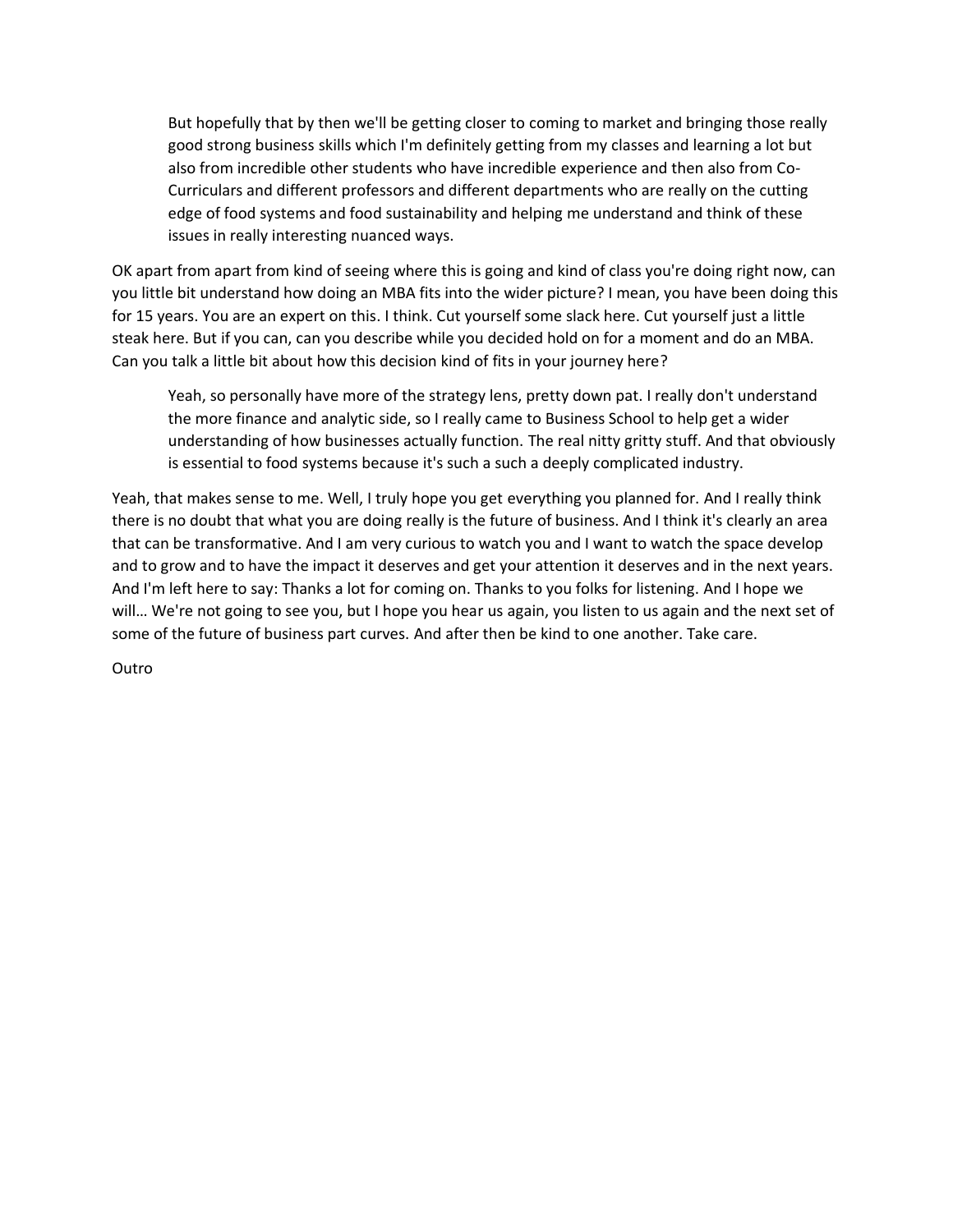> But hopefully that by then we'll be getting closer to coming to market and bringing those really good strong business skills which I'm definitely getting from my classes and learning a lot but also from incredible other students who have incredible experience and then also from Co-Curriculars and different professors and different departments who are really on the cutting edge of food systems and food sustainability and helping me understand and think of these issues in really interesting nuanced ways.

OK apart from apart from kind of seeing where this is going and kind of class you're doing right now, can you little bit understand how doing an MBA fits into the wider picture? I mean, you have been doing this for 15 years. You are an expert on this. I think. Cut yourself some slack here. Cut yourself just a little steak here. But if you can, can you describe while you decided hold on for a moment and do an MBA. Can you talk a little bit about how this decision kind of fits in your journey here?

> Yeah, so personally have more of the strategy lens, pretty down pat. I really don't understand the more finance and analytic side, so I really came to Business School to help get a wider understanding of how businesses actually function. The real nitty gritty stuff. And that obviously is essential to food systems because it's such a such a deeply complicated industry.

Yeah, that makes sense to me. Well, I truly hope you get everything you planned for. And I really think there is no doubt that what you are doing really is the future of business. And I think it's clearly an area that can be transformative. And I am very curious to watch you and I want to watch the space develop and to grow and to have the impact it deserves and get your attention it deserves and in the next years. And I'm left here to say: Thanks a lot for coming on. Thanks to you folks for listening. And I hope we will… We're not going to see you, but I hope you hear us again, you listen to us again and the next set of some of the future of business part curves. And after then be kind to one another. Take care.

Outro